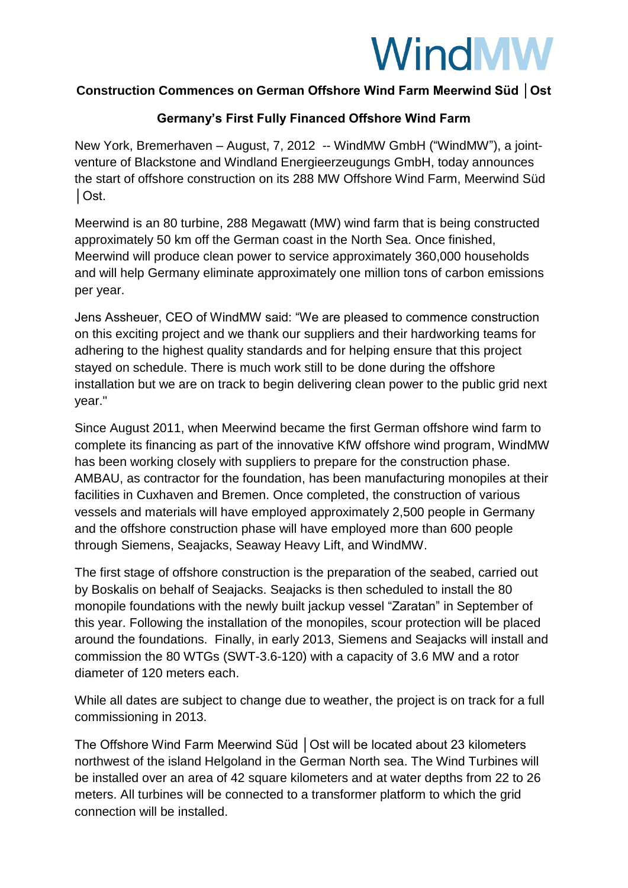WindMW

## Construction Commences on German Offshore Wind Farm Meerwind Süd │Ost

### Germany's First Fully Financed Offshore Wind Farm

New York, Bremerhaven – August, 7, 2012 -- WindMW GmbH ("WindMW"), a joint-venture of Blackstone and Windland Energieerzeugungs GmbH, today announces the start of offshore construction on its 288 MW Offshore Wind Farm, Meerwind Süd │Ost.

Meerwind is an 80 turbine, 288 Megawatt (MW) wind farm that is being constructed approximately 50 km off the German coast in the North Sea. Once finished, Meerwind will produce clean power to service approximately 360,000 households and will help Germany eliminate approximately one million tons of carbon emissions per year.

Jens Assheuer, CEO of WindMW said: "We are pleased to commence construction on this exciting project and we thank our suppliers and their hardworking teams for adhering to the highest quality standards and for helping ensure that this project stayed on schedule. There is much work still to be done during the offshore installation but we are on track to begin delivering clean power to the public grid next year."

Since August 2011, when Meerwind became the first German offshore wind farm to complete its financing as part of the innovative KfW offshore wind program, WindMW has been working closely with suppliers to prepare for the construction phase. AMBAU, as contractor for the foundation, has been manufacturing monopiles at their facilities in Cuxhaven and Bremen. Once completed, the construction of various vessels and materials will have employed approximately 2,500 people in Germany and the offshore construction phase will have employed more than 600 people through Siemens, Seajacks, Seaway Heavy Lift, and WindMW.

The first stage of offshore construction is the preparation of the seabed, carried out by Boskalis on behalf of Seajacks. Seajacks is then scheduled to install the 80 monopile foundations with the newly built jackup vessel "Zaratan" in September of this year. Following the installation of the monopiles, scour protection will be placed around the foundations. Finally, in early 2013, Siemens and Seajacks will install and commission the 80 WTGs (SWT-3.6-120) with a capacity of 3.6 MW and a rotor diameter of 120 meters each.

While all dates are subject to change due to weather, the project is on track for a full commissioning in 2013.

The Offshore Wind Farm Meerwind Süd │Ost will be located about 23 kilometers northwest of the island Helgoland in the German North sea. The Wind Turbines will be installed over an area of 42 square kilometers and at water depths from 22 to 26 meters. All turbines will be connected to a transformer platform to which the grid connection will be installed.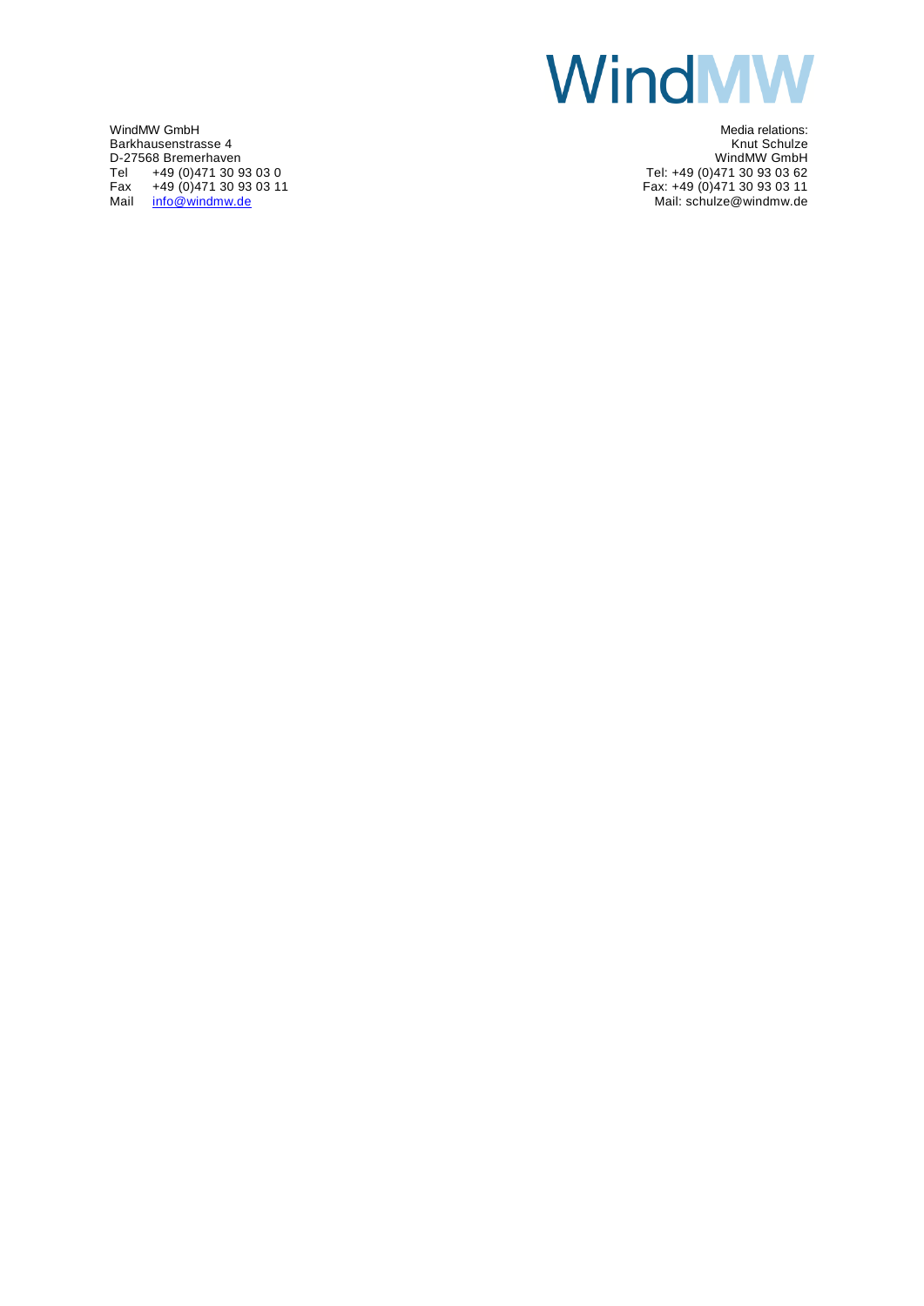WindMW

WindMW GmbH
Barkhausenstrasse 4
D-27568 Bremerhaven
Tel +49 (0)471 30 93 03 0
Fax +49 (0)471 30 93 03 11
Mail info@windmw.de

Media relations:
Knut Schulze
WindMW GmbH
Tel: +49 (0)471 30 93 03 62
Fax: +49 (0)471 30 93 03 11
Mail: schulze@windmw.de